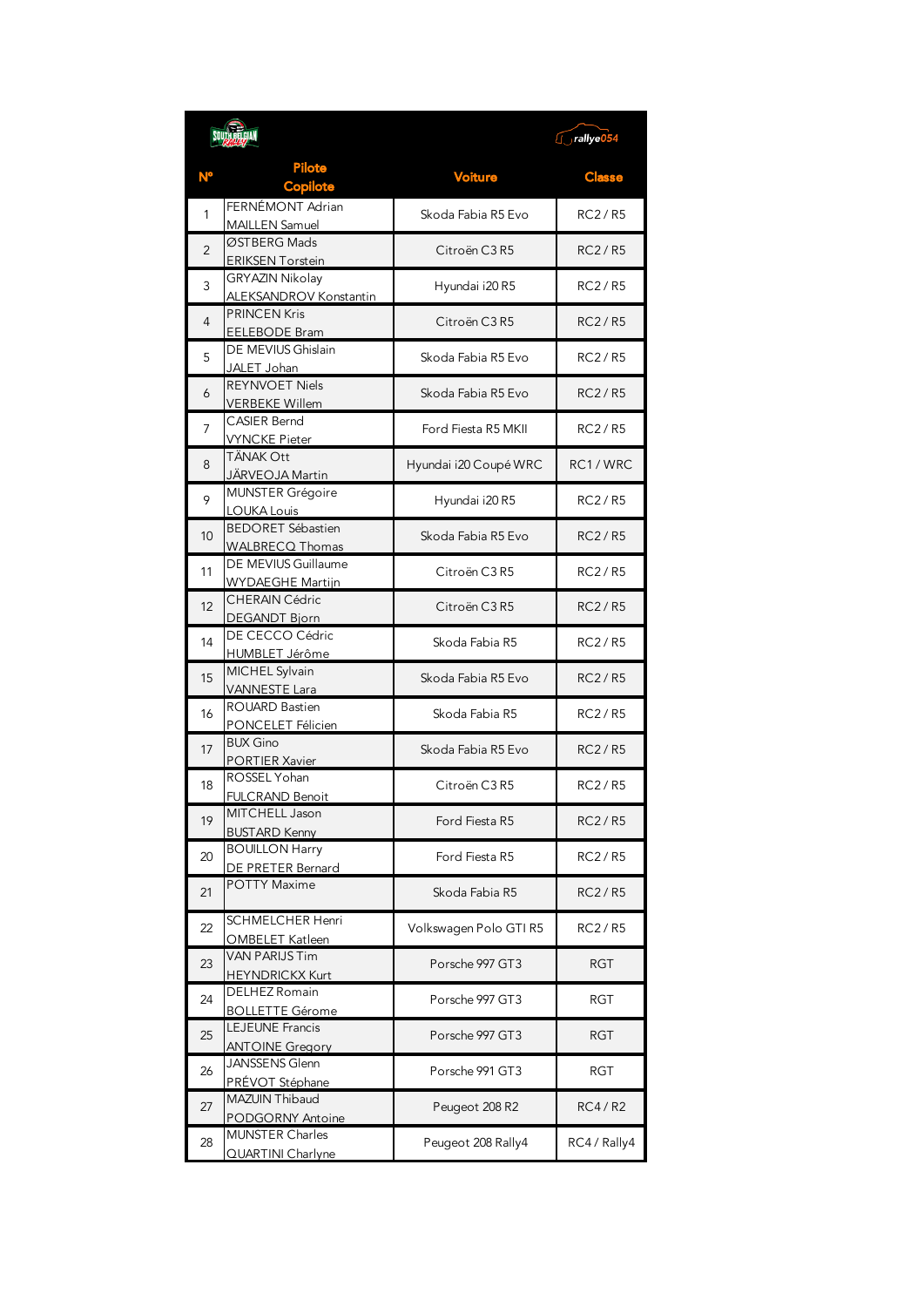| N° | Pilote<br>Copilote | Voiture | Classe |
|---|---|---|---|
| 1 | FERNÉMONT Adrian<br>MAILLEN Samuel | Skoda Fabia R5 Evo | RC2 / R5 |
| 2 | ØSTBERG Mads<br>ERIKSEN Torstein | Citroën C3 R5 | RC2 / R5 |
| 3 | GRYAZIN Nikolay<br>ALEKSANDROV Konstantin | Hyundai i20 R5 | RC2 / R5 |
| 4 | PRINCEN Kris<br>EELEBODE Bram | Citroën C3 R5 | RC2 / R5 |
| 5 | DE MEVIUS Ghislain<br>JALET Johan | Skoda Fabia R5 Evo | RC2 / R5 |
| 6 | REYNVOET Niels<br>VERBEKE Willem | Skoda Fabia R5 Evo | RC2 / R5 |
| 7 | CASIER Bernd<br>VYNCKE Pieter | Ford Fiesta R5 MKII | RC2 / R5 |
| 8 | TÄNAK Ott<br>JÄRVEOJA Martin | Hyundai i20 Coupé WRC | RC1 / WRC |
| 9 | MUNSTER Grégoire<br>LOUKA Louis | Hyundai i20 R5 | RC2 / R5 |
| 10 | BEDORET Sébastien<br>WALBRECQ Thomas | Skoda Fabia R5 Evo | RC2 / R5 |
| 11 | DE MEVIUS Guillaume<br>WYDAEGHE Martijn | Citroën C3 R5 | RC2 / R5 |
| 12 | CHERAIN Cédric<br>DEGANDT Bjorn | Citroën C3 R5 | RC2 / R5 |
| 14 | DE CECCO Cédric<br>HUMBLET Jérôme | Skoda Fabia R5 | RC2 / R5 |
| 15 | MICHEL Sylvain<br>VANNESTE Lara | Skoda Fabia R5 Evo | RC2 / R5 |
| 16 | ROUARD Bastien<br>PONCELET Félicien | Skoda Fabia R5 | RC2 / R5 |
| 17 | BUX Gino<br>PORTIER Xavier | Skoda Fabia R5 Evo | RC2 / R5 |
| 18 | ROSSEL Yohan<br>FULCRAND Benoit | Citroën C3 R5 | RC2 / R5 |
| 19 | MITCHELL Jason<br>BUSTARD Kenny | Ford Fiesta R5 | RC2 / R5 |
| 20 | BOUILLON Harry<br>DE PRETER Bernard | Ford Fiesta R5 | RC2 / R5 |
| 21 | POTTY Maxime | Skoda Fabia R5 | RC2 / R5 |
| 22 | SCHMELCHER Henri<br>OMBELET Katleen | Volkswagen Polo GTI R5 | RC2 / R5 |
| 23 | VAN PARIJS Tim<br>HEYNDRICKX Kurt | Porsche 997 GT3 | RGT |
| 24 | DELHEZ Romain<br>BOLLETTE Gérome | Porsche 997 GT3 | RGT |
| 25 | LEJEUNE Francis<br>ANTOINE Gregory | Porsche 997 GT3 | RGT |
| 26 | JANSSENS Glenn<br>PRÉVOT Stéphane | Porsche 991 GT3 | RGT |
| 27 | MAZUIN Thibaud<br>PODGORNY Antoine | Peugeot 208 R2 | RC4 / R2 |
| 28 | MUNSTER Charles<br>QUARTINI Charlyne | Peugeot 208 Rally4 | RC4 / Rally4 |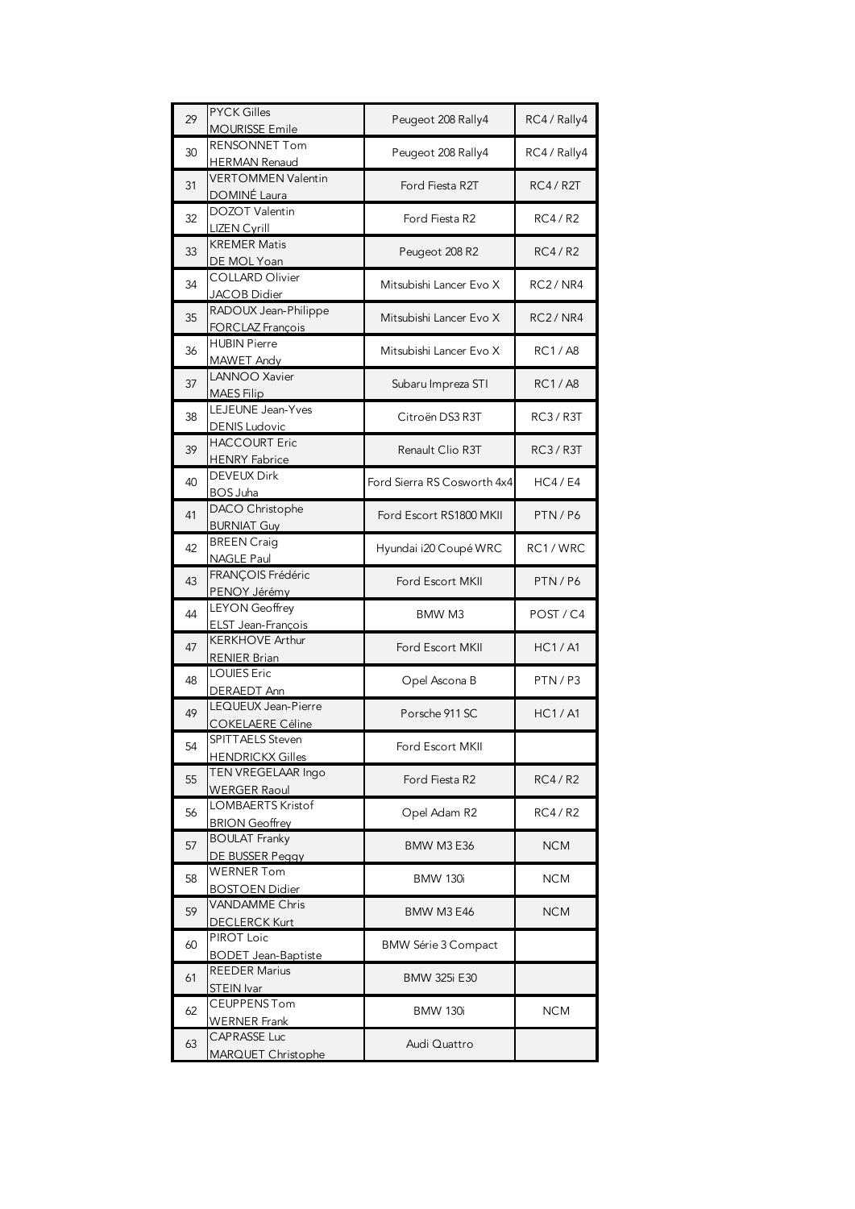| | | | |
|---|---|---|---|
| 29 | PYCK Gilles<br>MOURISSE Emile | Peugeot 208 Rally4 | RC4 / Rally4 |
| 30 | RENSONNET Tom<br>HERMAN Renaud | Peugeot 208 Rally4 | RC4 / Rally4 |
| 31 | VERTOMMEN Valentin<br>DOMINÉ Laura | Ford Fiesta R2T | RC4 / R2T |
| 32 | DOZOT Valentin<br>LIZEN Cyrill | Ford Fiesta R2 | RC4 / R2 |
| 33 | KREMER Matis<br>DE MOL Yoan | Peugeot 208 R2 | RC4 / R2 |
| 34 | COLLARD Olivier<br>JACOB Didier | Mitsubishi Lancer Evo X | RC2 / NR4 |
| 35 | RADOUX Jean-Philippe<br>FORCLAZ François | Mitsubishi Lancer Evo X | RC2 / NR4 |
| 36 | HUBIN Pierre<br>MAWET Andy | Mitsubishi Lancer Evo X | RC1 / A8 |
| 37 | LANNOO Xavier<br>MAES Filip | Subaru Impreza STI | RC1 / A8 |
| 38 | LEJEUNE Jean-Yves<br>DENIS Ludovic | Citroën DS3 R3T | RC3 / R3T |
| 39 | HACCOURT Eric<br>HENRY Fabrice | Renault Clio R3T | RC3 / R3T |
| 40 | DEVEUX Dirk<br>BOS Juha | Ford Sierra RS Cosworth 4x4 | HC4 / E4 |
| 41 | DACO Christophe<br>BURNIAT Guy | Ford Escort RS1800 MKII | PTN / P6 |
| 42 | BREEN Craig<br>NAGLE Paul | Hyundai i20 Coupé WRC | RC1 / WRC |
| 43 | FRANÇOIS Frédéric<br>PENOY Jérémy | Ford Escort MKII | PTN / P6 |
| 44 | LEYON Geoffrey<br>ELST Jean-François | BMW M3 | POST / C4 |
| 47 | KERKHOVE Arthur<br>RENIER Brian | Ford Escort MKII | HC1 / A1 |
| 48 | LOUIES Eric<br>DERAEDT Ann | Opel Ascona B | PTN / P3 |
| 49 | LEQUEUX Jean-Pierre<br>COKELAERE Céline | Porsche 911 SC | HC1 / A1 |
| 54 | SPITTAELS Steven<br>HENDRICKX Gilles | Ford Escort MKII | |
| 55 | TEN VREGELAAR Ingo<br>WERGER Raoul | Ford Fiesta R2 | RC4 / R2 |
| 56 | LOMBAERTS Kristof<br>BRION Geoffrey | Opel Adam R2 | RC4 / R2 |
| 57 | BOULAT Franky<br>DE BUSSER Peggy | BMW M3 E36 | NCM |
| 58 | WERNER Tom<br>BOSTOEN Didier | BMW 130i | NCM |
| 59 | VANDAMME Chris<br>DECLERCK Kurt | BMW M3 E46 | NCM |
| 60 | PIROT Loic<br>BODET Jean-Baptiste | BMW Série 3 Compact | |
| 61 | REEDER Marius<br>STEIN Ivar | BMW 325i E30 | |
| 62 | CEUPPENS Tom<br>WERNER Frank | BMW 130i | NCM |
| 63 | CAPRASSE Luc<br>MARQUET Christophe | Audi Quattro | |